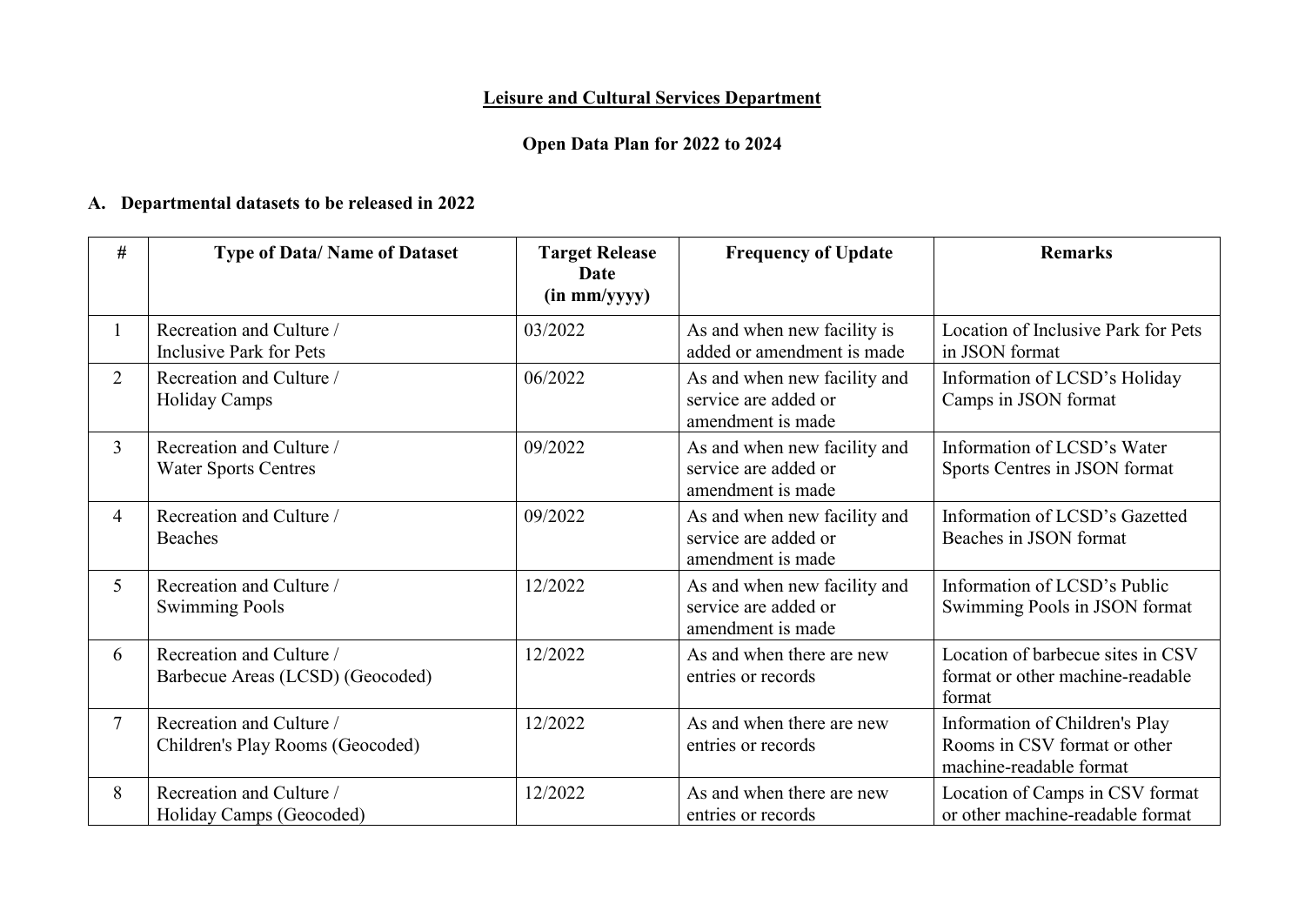**Leisure and Cultural Services Department**

**Open Data Plan for 2022 to 2024**

## A. Departmental datasets to be released in 2022

| # | Type of Data/ Name of Dataset | Target Release Date (in mm/yyyy) | Frequency of Update | Remarks |
|---|---|---|---|---|
| 1 | Recreation and Culture / Inclusive Park for Pets | 03/2022 | As and when new facility is added or amendment is made | Location of Inclusive Park for Pets in JSON format |
| 2 | Recreation and Culture / Holiday Camps | 06/2022 | As and when new facility and service are added or amendment is made | Information of LCSD's Holiday Camps in JSON format |
| 3 | Recreation and Culture / Water Sports Centres | 09/2022 | As and when new facility and service are added or amendment is made | Information of LCSD's Water Sports Centres in JSON format |
| 4 | Recreation and Culture / Beaches | 09/2022 | As and when new facility and service are added or amendment is made | Information of LCSD's Gazetted Beaches in JSON format |
| 5 | Recreation and Culture / Swimming Pools | 12/2022 | As and when new facility and service are added or amendment is made | Information of LCSD's Public Swimming Pools in JSON format |
| 6 | Recreation and Culture / Barbecue Areas (LCSD) (Geocoded) | 12/2022 | As and when there are new entries or records | Location of barbecue sites in CSV format or other machine-readable format |
| 7 | Recreation and Culture / Children's Play Rooms (Geocoded) | 12/2022 | As and when there are new entries or records | Information of Children's Play Rooms in CSV format or other machine-readable format |
| 8 | Recreation and Culture / Holiday Camps (Geocoded) | 12/2022 | As and when there are new entries or records | Location of Camps in CSV format or other machine-readable format |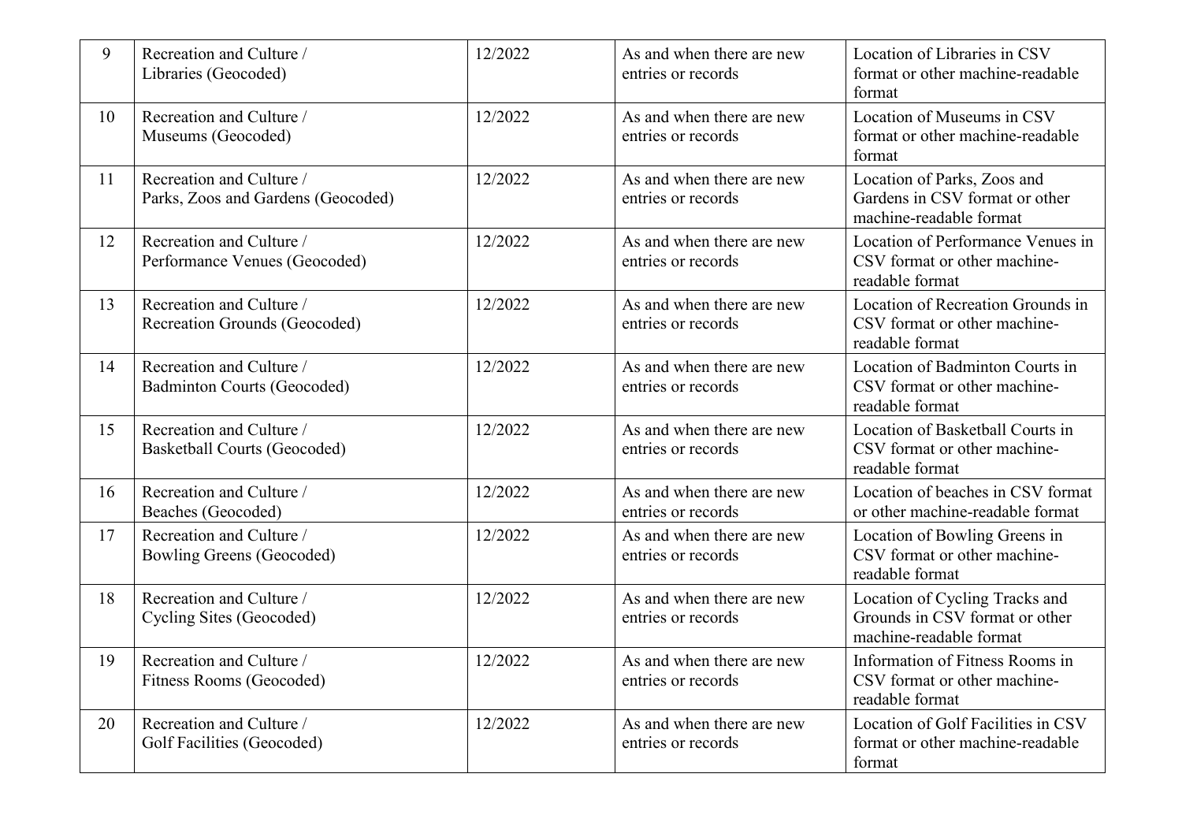| 9 | Recreation and Culture / Libraries (Geocoded) | 12/2022 | As and when there are new entries or records | Location of Libraries in CSV format or other machine-readable format |
|---|---|---|---|---|
| 10 | Recreation and Culture / Museums (Geocoded) | 12/2022 | As and when there are new entries or records | Location of Museums in CSV format or other machine-readable format |
| 11 | Recreation and Culture / Parks, Zoos and Gardens (Geocoded) | 12/2022 | As and when there are new entries or records | Location of Parks, Zoos and Gardens in CSV format or other machine-readable format |
| 12 | Recreation and Culture / Performance Venues (Geocoded) | 12/2022 | As and when there are new entries or records | Location of Performance Venues in CSV format or other machine-readable format |
| 13 | Recreation and Culture / Recreation Grounds (Geocoded) | 12/2022 | As and when there are new entries or records | Location of Recreation Grounds in CSV format or other machine-readable format |
| 14 | Recreation and Culture / Badminton Courts (Geocoded) | 12/2022 | As and when there are new entries or records | Location of Badminton Courts in CSV format or other machine-readable format |
| 15 | Recreation and Culture / Basketball Courts (Geocoded) | 12/2022 | As and when there are new entries or records | Location of Basketball Courts in CSV format or other machine-readable format |
| 16 | Recreation and Culture / Beaches (Geocoded) | 12/2022 | As and when there are new entries or records | Location of beaches in CSV format or other machine-readable format |
| 17 | Recreation and Culture / Bowling Greens (Geocoded) | 12/2022 | As and when there are new entries or records | Location of Bowling Greens in CSV format or other machine-readable format |
| 18 | Recreation and Culture / Cycling Sites (Geocoded) | 12/2022 | As and when there are new entries or records | Location of Cycling Tracks and Grounds in CSV format or other machine-readable format |
| 19 | Recreation and Culture / Fitness Rooms (Geocoded) | 12/2022 | As and when there are new entries or records | Information of Fitness Rooms in CSV format or other machine-readable format |
| 20 | Recreation and Culture / Golf Facilities (Geocoded) | 12/2022 | As and when there are new entries or records | Location of Golf Facilities in CSV format or other machine-readable format |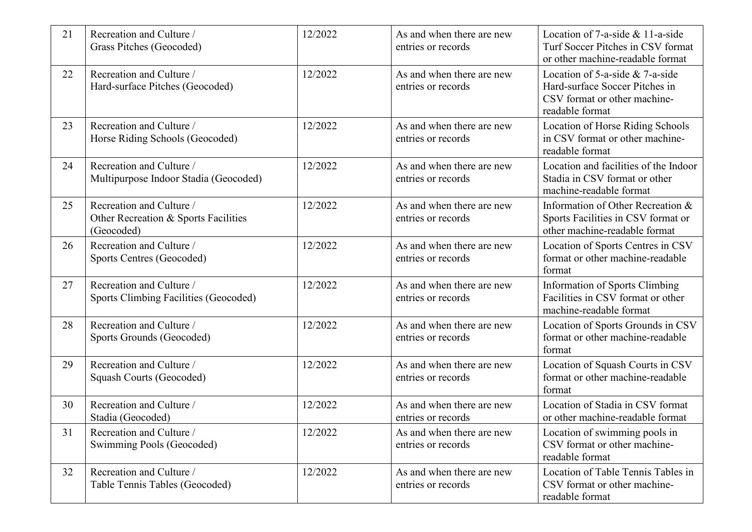| 21 | Recreation and Culture / Grass Pitches (Geocoded) | 12/2022 | As and when there are new entries or records | Location of 7-a-side & 11-a-side Turf Soccer Pitches in CSV format or other machine-readable format |
|---|---|---|---|---|
| 22 | Recreation and Culture / Hard-surface Pitches (Geocoded) | 12/2022 | As and when there are new entries or records | Location of 5-a-side & 7-a-side Hard-surface Soccer Pitches in CSV format or other machine-readable format |
| 23 | Recreation and Culture / Horse Riding Schools (Geocoded) | 12/2022 | As and when there are new entries or records | Location of Horse Riding Schools in CSV format or other machine-readable format |
| 24 | Recreation and Culture / Multipurpose Indoor Stadia (Geocoded) | 12/2022 | As and when there are new entries or records | Location and facilities of the Indoor Stadia in CSV format or other machine-readable format |
| 25 | Recreation and Culture / Other Recreation & Sports Facilities (Geocoded) | 12/2022 | As and when there are new entries or records | Information of Other Recreation & Sports Facilities in CSV format or other machine-readable format |
| 26 | Recreation and Culture / Sports Centres (Geocoded) | 12/2022 | As and when there are new entries or records | Location of Sports Centres in CSV format or other machine-readable format |
| 27 | Recreation and Culture / Sports Climbing Facilities (Geocoded) | 12/2022 | As and when there are new entries or records | Information of Sports Climbing Facilities in CSV format or other machine-readable format |
| 28 | Recreation and Culture / Sports Grounds (Geocoded) | 12/2022 | As and when there are new entries or records | Location of Sports Grounds in CSV format or other machine-readable format |
| 29 | Recreation and Culture / Squash Courts (Geocoded) | 12/2022 | As and when there are new entries or records | Location of Squash Courts in CSV format or other machine-readable format |
| 30 | Recreation and Culture / Stadia (Geocoded) | 12/2022 | As and when there are new entries or records | Location of Stadia in CSV format or other machine-readable format |
| 31 | Recreation and Culture / Swimming Pools (Geocoded) | 12/2022 | As and when there are new entries or records | Location of swimming pools in CSV format or other machine-readable format |
| 32 | Recreation and Culture / Table Tennis Tables (Geocoded) | 12/2022 | As and when there are new entries or records | Location of Table Tennis Tables in CSV format or other machine-readable format |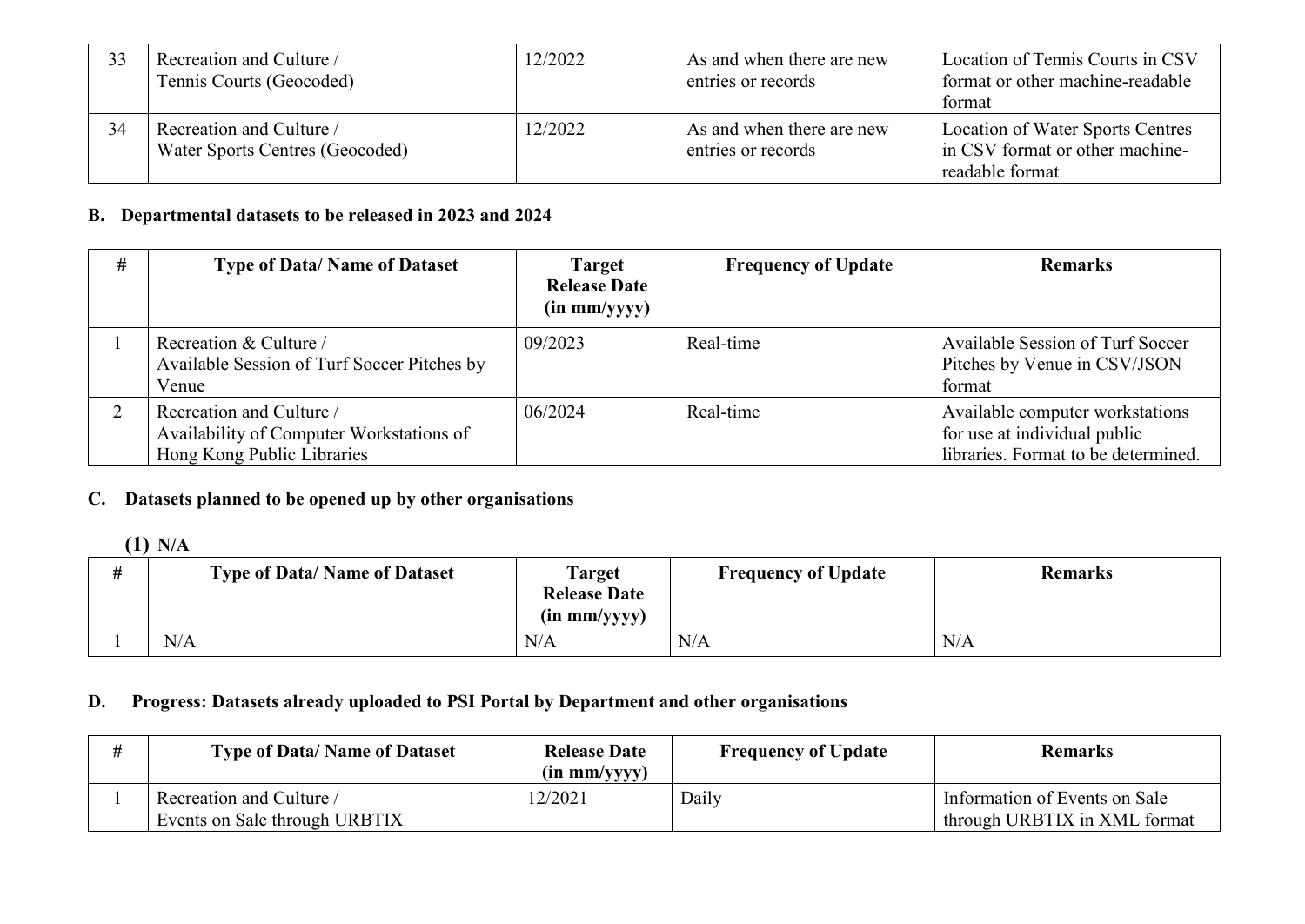| # | Type of Data/ Name of Dataset | Target Release Date (in mm/yyyy) | Frequency of Update | Remarks |
|---|---|---|---|---|
| 33 | Recreation and Culture / Tennis Courts (Geocoded) | 12/2022 | As and when there are new entries or records | Location of Tennis Courts in CSV format or other machine-readable format |
| 34 | Recreation and Culture / Water Sports Centres (Geocoded) | 12/2022 | As and when there are new entries or records | Location of Water Sports Centres in CSV format or other machine-readable format |

## B. Departmental datasets to be released in 2023 and 2024

| # | Type of Data/ Name of Dataset | Target Release Date (in mm/yyyy) | Frequency of Update | Remarks |
|---|---|---|---|---|
| 1 | Recreation & Culture / Available Session of Turf Soccer Pitches by Venue | 09/2023 | Real-time | Available Session of Turf Soccer Pitches by Venue in CSV/JSON format |
| 2 | Recreation and Culture / Availability of Computer Workstations of Hong Kong Public Libraries | 06/2024 | Real-time | Available computer workstations for use at individual public libraries. Format to be determined. |

## C. Datasets planned to be opened up by other organisations

### (1) N/A

| # | Type of Data/ Name of Dataset | Target Release Date (in mm/yyyy) | Frequency of Update | Remarks |
|---|---|---|---|---|
| 1 | N/A | N/A | N/A | N/A |

## D. Progress: Datasets already uploaded to PSI Portal by Department and other organisations

| # | Type of Data/ Name of Dataset | Release Date (in mm/yyyy) | Frequency of Update | Remarks |
|---|---|---|---|---|
| 1 | Recreation and Culture / Events on Sale through URBTIX | 12/2021 | Daily | Information of Events on Sale through URBTIX in XML format |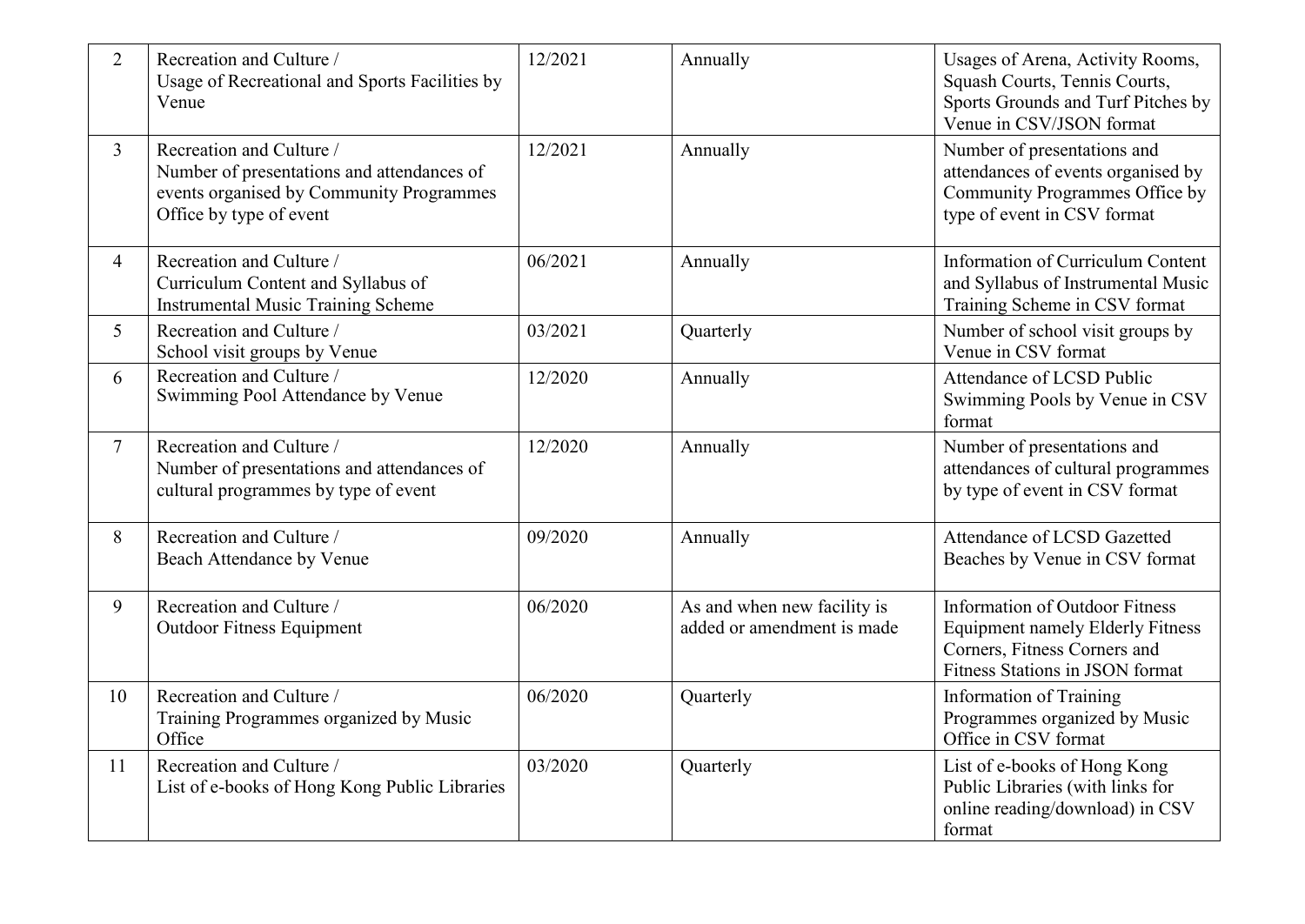| | | | | |
|---|---|---|---|---|
| 2 | Recreation and Culture / Usage of Recreational and Sports Facilities by Venue | 12/2021 | Annually | Usages of Arena, Activity Rooms, Squash Courts, Tennis Courts, Sports Grounds and Turf Pitches by Venue in CSV/JSON format |
| 3 | Recreation and Culture / Number of presentations and attendances of events organised by Community Programmes Office by type of event | 12/2021 | Annually | Number of presentations and attendances of events organised by Community Programmes Office by type of event in CSV format |
| 4 | Recreation and Culture / Curriculum Content and Syllabus of Instrumental Music Training Scheme | 06/2021 | Annually | Information of Curriculum Content and Syllabus of Instrumental Music Training Scheme in CSV format |
| 5 | Recreation and Culture / School visit groups by Venue | 03/2021 | Quarterly | Number of school visit groups by Venue in CSV format |
| 6 | Recreation and Culture / Swimming Pool Attendance by Venue | 12/2020 | Annually | Attendance of LCSD Public Swimming Pools by Venue in CSV format |
| 7 | Recreation and Culture / Number of presentations and attendances of cultural programmes by type of event | 12/2020 | Annually | Number of presentations and attendances of cultural programmes by type of event in CSV format |
| 8 | Recreation and Culture / Beach Attendance by Venue | 09/2020 | Annually | Attendance of LCSD Gazetted Beaches by Venue in CSV format |
| 9 | Recreation and Culture / Outdoor Fitness Equipment | 06/2020 | As and when new facility is added or amendment is made | Information of Outdoor Fitness Equipment namely Elderly Fitness Corners, Fitness Corners and Fitness Stations in JSON format |
| 10 | Recreation and Culture / Training Programmes organized by Music Office | 06/2020 | Quarterly | Information of Training Programmes organized by Music Office in CSV format |
| 11 | Recreation and Culture / List of e-books of Hong Kong Public Libraries | 03/2020 | Quarterly | List of e-books of Hong Kong Public Libraries (with links for online reading/download) in CSV format |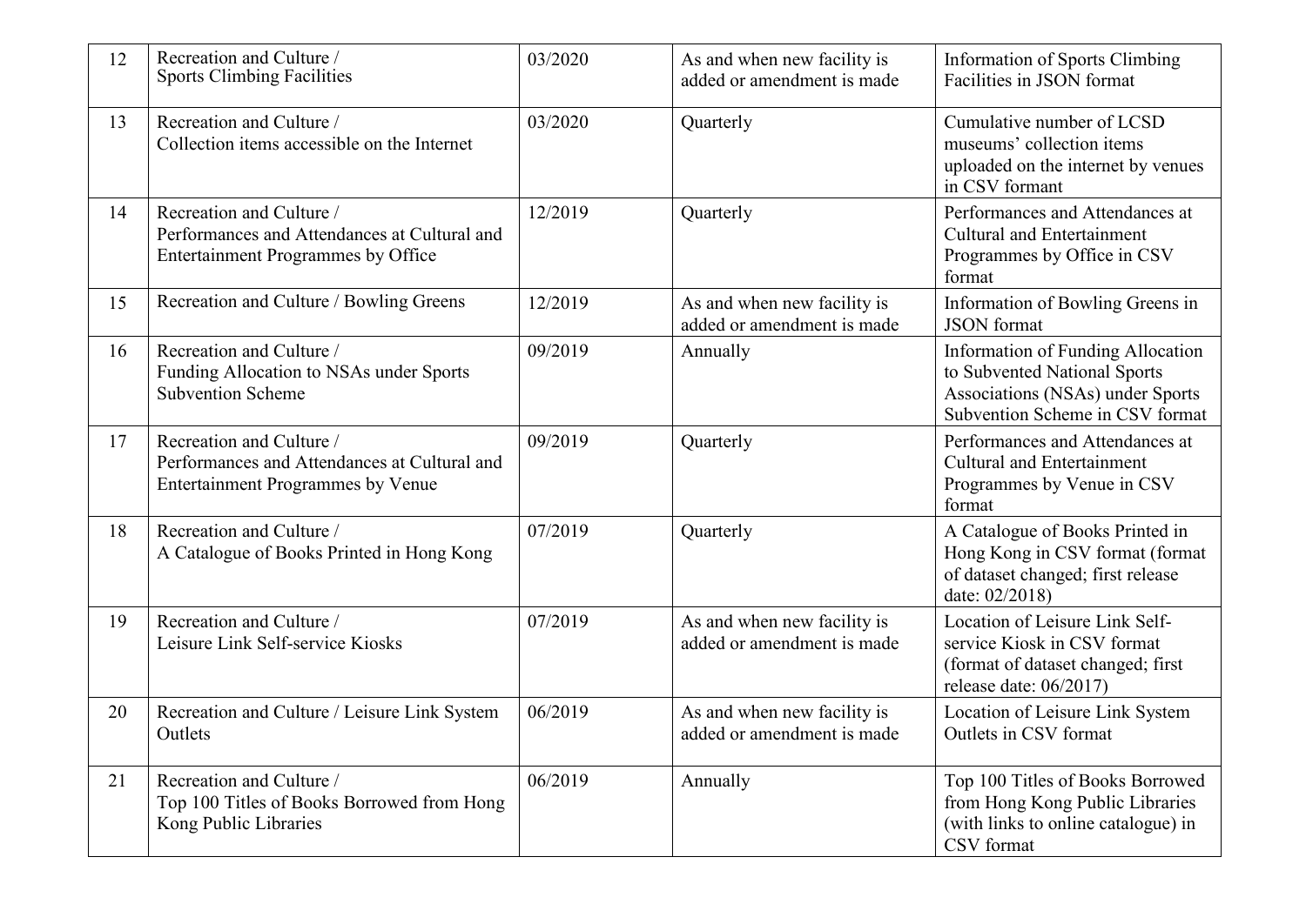| 12 | Recreation and Culture / Sports Climbing Facilities | 03/2020 | As and when new facility is added or amendment is made | Information of Sports Climbing Facilities in JSON format |
|---|---|---|---|---|
| 13 | Recreation and Culture / Collection items accessible on the Internet | 03/2020 | Quarterly | Cumulative number of LCSD museums' collection items uploaded on the internet by venues in CSV formant |
| 14 | Recreation and Culture / Performances and Attendances at Cultural and Entertainment Programmes by Office | 12/2019 | Quarterly | Performances and Attendances at Cultural and Entertainment Programmes by Office in CSV format |
| 15 | Recreation and Culture / Bowling Greens | 12/2019 | As and when new facility is added or amendment is made | Information of Bowling Greens in JSON format |
| 16 | Recreation and Culture / Funding Allocation to NSAs under Sports Subvention Scheme | 09/2019 | Annually | Information of Funding Allocation to Subvented National Sports Associations (NSAs) under Sports Subvention Scheme in CSV format |
| 17 | Recreation and Culture / Performances and Attendances at Cultural and Entertainment Programmes by Venue | 09/2019 | Quarterly | Performances and Attendances at Cultural and Entertainment Programmes by Venue in CSV format |
| 18 | Recreation and Culture / A Catalogue of Books Printed in Hong Kong | 07/2019 | Quarterly | A Catalogue of Books Printed in Hong Kong in CSV format (format of dataset changed; first release date: 02/2018) |
| 19 | Recreation and Culture / Leisure Link Self-service Kiosks | 07/2019 | As and when new facility is added or amendment is made | Location of Leisure Link Self-service Kiosk in CSV format (format of dataset changed; first release date: 06/2017) |
| 20 | Recreation and Culture / Leisure Link System Outlets | 06/2019 | As and when new facility is added or amendment is made | Location of Leisure Link System Outlets in CSV format |
| 21 | Recreation and Culture / Top 100 Titles of Books Borrowed from Hong Kong Public Libraries | 06/2019 | Annually | Top 100 Titles of Books Borrowed from Hong Kong Public Libraries (with links to online catalogue) in CSV format |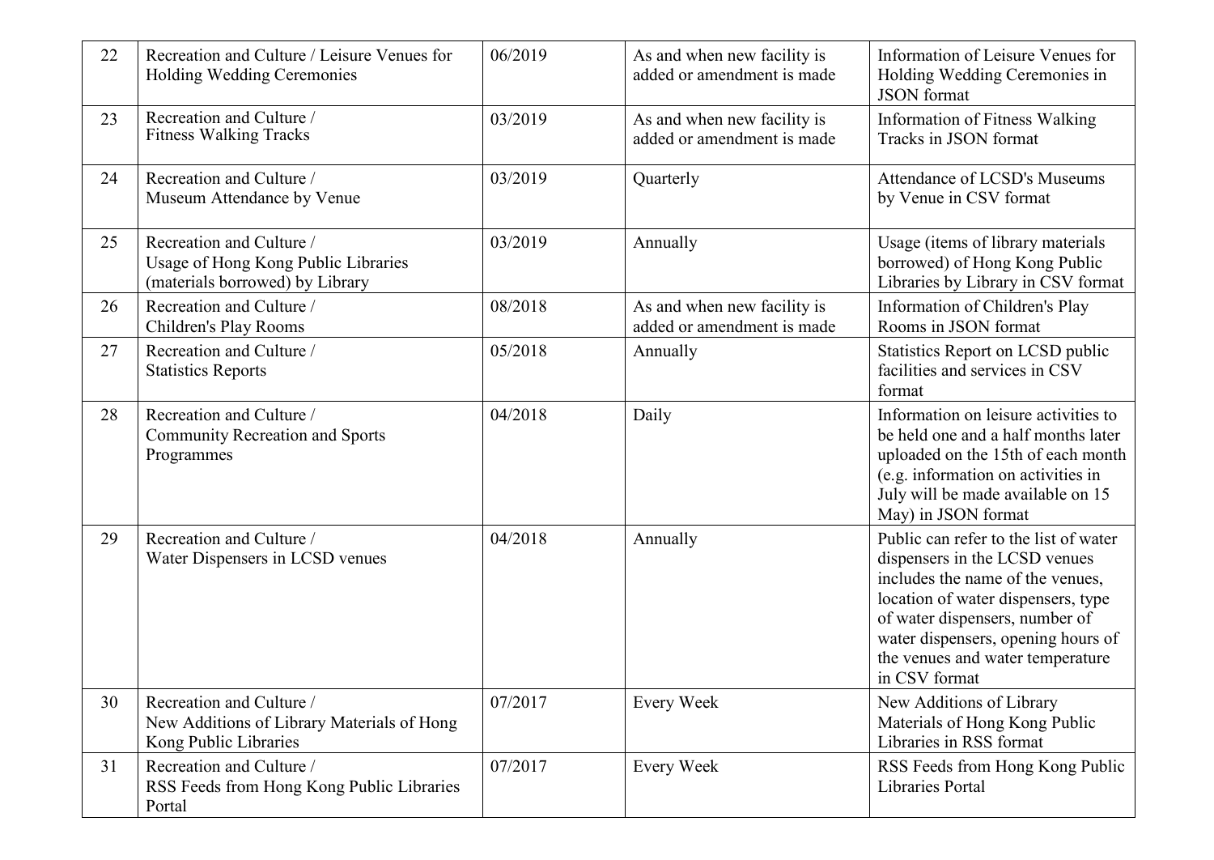| | | | | |
|---|---|---|---|---|
| 22 | Recreation and Culture / Leisure Venues for Holding Wedding Ceremonies | 06/2019 | As and when new facility is added or amendment is made | Information of Leisure Venues for Holding Wedding Ceremonies in JSON format |
| 23 | Recreation and Culture / Fitness Walking Tracks | 03/2019 | As and when new facility is added or amendment is made | Information of Fitness Walking Tracks in JSON format |
| 24 | Recreation and Culture / Museum Attendance by Venue | 03/2019 | Quarterly | Attendance of LCSD's Museums by Venue in CSV format |
| 25 | Recreation and Culture / Usage of Hong Kong Public Libraries (materials borrowed) by Library | 03/2019 | Annually | Usage (items of library materials borrowed) of Hong Kong Public Libraries by Library in CSV format |
| 26 | Recreation and Culture / Children's Play Rooms | 08/2018 | As and when new facility is added or amendment is made | Information of Children's Play Rooms in JSON format |
| 27 | Recreation and Culture / Statistics Reports | 05/2018 | Annually | Statistics Report on LCSD public facilities and services in CSV format |
| 28 | Recreation and Culture / Community Recreation and Sports Programmes | 04/2018 | Daily | Information on leisure activities to be held one and a half months later uploaded on the 15th of each month (e.g. information on activities in July will be made available on 15 May) in JSON format |
| 29 | Recreation and Culture / Water Dispensers in LCSD venues | 04/2018 | Annually | Public can refer to the list of water dispensers in the LCSD venues includes the name of the venues, location of water dispensers, type of water dispensers, number of water dispensers, opening hours of the venues and water temperature in CSV format |
| 30 | Recreation and Culture / New Additions of Library Materials of Hong Kong Public Libraries | 07/2017 | Every Week | New Additions of Library Materials of Hong Kong Public Libraries in RSS format |
| 31 | Recreation and Culture / RSS Feeds from Hong Kong Public Libraries Portal | 07/2017 | Every Week | RSS Feeds from Hong Kong Public Libraries Portal |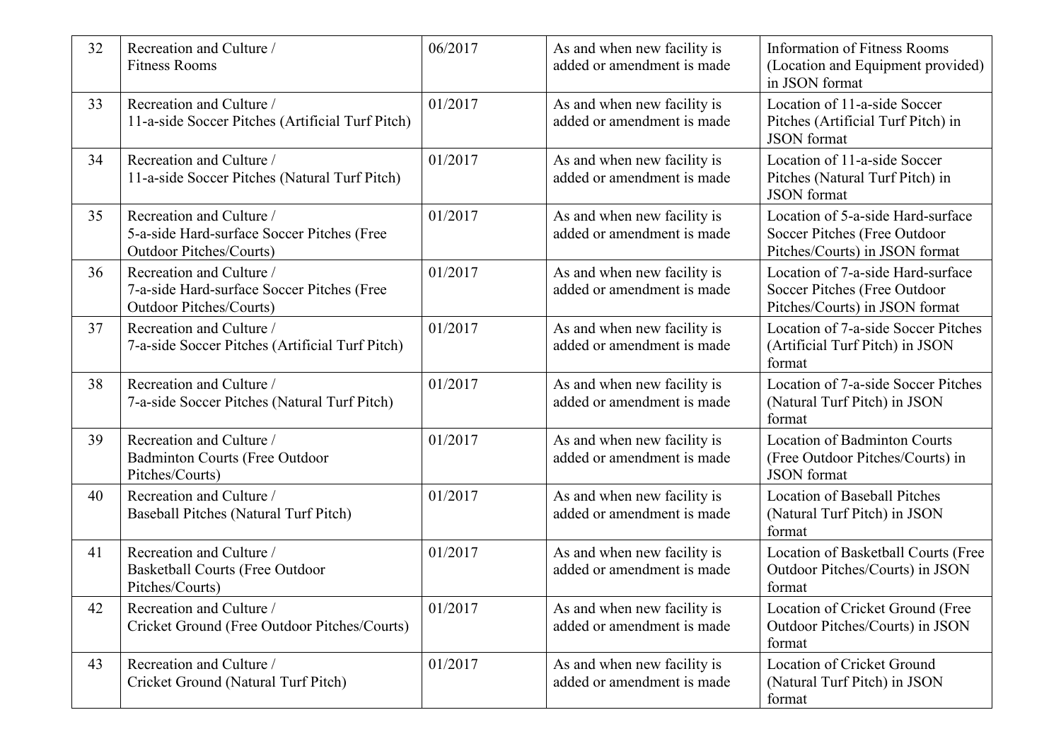| 32 | Recreation and Culture / Fitness Rooms | 06/2017 | As and when new facility is added or amendment is made | Information of Fitness Rooms (Location and Equipment provided) in JSON format |
|---|---|---|---|---|
| 33 | Recreation and Culture / 11-a-side Soccer Pitches (Artificial Turf Pitch) | 01/2017 | As and when new facility is added or amendment is made | Location of 11-a-side Soccer Pitches (Artificial Turf Pitch) in JSON format |
| 34 | Recreation and Culture / 11-a-side Soccer Pitches (Natural Turf Pitch) | 01/2017 | As and when new facility is added or amendment is made | Location of 11-a-side Soccer Pitches (Natural Turf Pitch) in JSON format |
| 35 | Recreation and Culture / 5-a-side Hard-surface Soccer Pitches (Free Outdoor Pitches/Courts) | 01/2017 | As and when new facility is added or amendment is made | Location of 5-a-side Hard-surface Soccer Pitches (Free Outdoor Pitches/Courts) in JSON format |
| 36 | Recreation and Culture / 7-a-side Hard-surface Soccer Pitches (Free Outdoor Pitches/Courts) | 01/2017 | As and when new facility is added or amendment is made | Location of 7-a-side Hard-surface Soccer Pitches (Free Outdoor Pitches/Courts) in JSON format |
| 37 | Recreation and Culture / 7-a-side Soccer Pitches (Artificial Turf Pitch) | 01/2017 | As and when new facility is added or amendment is made | Location of 7-a-side Soccer Pitches (Artificial Turf Pitch) in JSON format |
| 38 | Recreation and Culture / 7-a-side Soccer Pitches (Natural Turf Pitch) | 01/2017 | As and when new facility is added or amendment is made | Location of 7-a-side Soccer Pitches (Natural Turf Pitch) in JSON format |
| 39 | Recreation and Culture / Badminton Courts (Free Outdoor Pitches/Courts) | 01/2017 | As and when new facility is added or amendment is made | Location of Badminton Courts (Free Outdoor Pitches/Courts) in JSON format |
| 40 | Recreation and Culture / Baseball Pitches (Natural Turf Pitch) | 01/2017 | As and when new facility is added or amendment is made | Location of Baseball Pitches (Natural Turf Pitch) in JSON format |
| 41 | Recreation and Culture / Basketball Courts (Free Outdoor Pitches/Courts) | 01/2017 | As and when new facility is added or amendment is made | Location of Basketball Courts (Free Outdoor Pitches/Courts) in JSON format |
| 42 | Recreation and Culture / Cricket Ground (Free Outdoor Pitches/Courts) | 01/2017 | As and when new facility is added or amendment is made | Location of Cricket Ground (Free Outdoor Pitches/Courts) in JSON format |
| 43 | Recreation and Culture / Cricket Ground (Natural Turf Pitch) | 01/2017 | As and when new facility is added or amendment is made | Location of Cricket Ground (Natural Turf Pitch) in JSON format |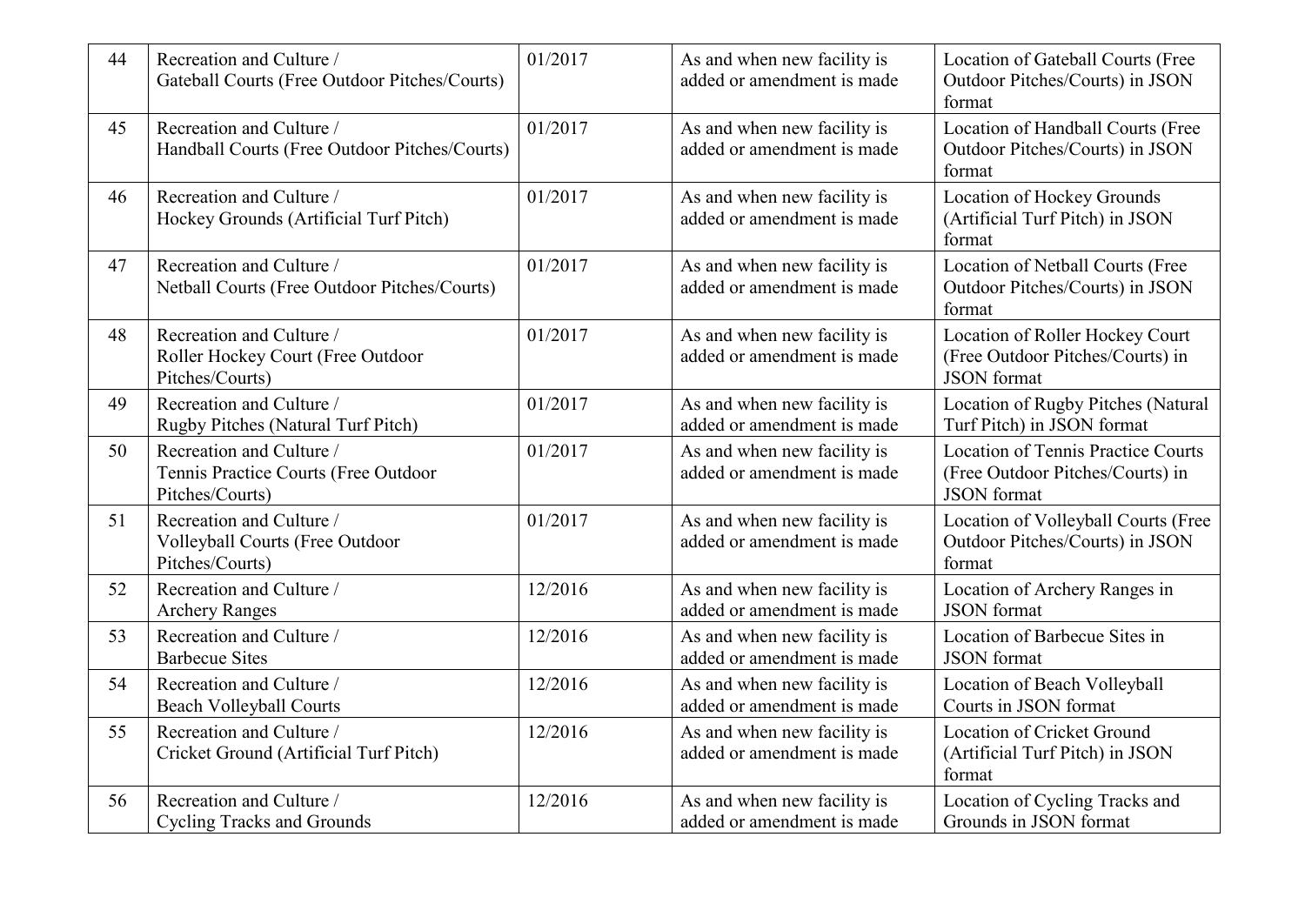| 44 | Recreation and Culture / Gateball Courts (Free Outdoor Pitches/Courts) | 01/2017 | As and when new facility is added or amendment is made | Location of Gateball Courts (Free Outdoor Pitches/Courts) in JSON format |
|---|---|---|---|---|
| 45 | Recreation and Culture / Handball Courts (Free Outdoor Pitches/Courts) | 01/2017 | As and when new facility is added or amendment is made | Location of Handball Courts (Free Outdoor Pitches/Courts) in JSON format |
| 46 | Recreation and Culture / Hockey Grounds (Artificial Turf Pitch) | 01/2017 | As and when new facility is added or amendment is made | Location of Hockey Grounds (Artificial Turf Pitch) in JSON format |
| 47 | Recreation and Culture / Netball Courts (Free Outdoor Pitches/Courts) | 01/2017 | As and when new facility is added or amendment is made | Location of Netball Courts (Free Outdoor Pitches/Courts) in JSON format |
| 48 | Recreation and Culture / Roller Hockey Court (Free Outdoor Pitches/Courts) | 01/2017 | As and when new facility is added or amendment is made | Location of Roller Hockey Court (Free Outdoor Pitches/Courts) in JSON format |
| 49 | Recreation and Culture / Rugby Pitches (Natural Turf Pitch) | 01/2017 | As and when new facility is added or amendment is made | Location of Rugby Pitches (Natural Turf Pitch) in JSON format |
| 50 | Recreation and Culture / Tennis Practice Courts (Free Outdoor Pitches/Courts) | 01/2017 | As and when new facility is added or amendment is made | Location of Tennis Practice Courts (Free Outdoor Pitches/Courts) in JSON format |
| 51 | Recreation and Culture / Volleyball Courts (Free Outdoor Pitches/Courts) | 01/2017 | As and when new facility is added or amendment is made | Location of Volleyball Courts (Free Outdoor Pitches/Courts) in JSON format |
| 52 | Recreation and Culture / Archery Ranges | 12/2016 | As and when new facility is added or amendment is made | Location of Archery Ranges in JSON format |
| 53 | Recreation and Culture / Barbecue Sites | 12/2016 | As and when new facility is added or amendment is made | Location of Barbecue Sites in JSON format |
| 54 | Recreation and Culture / Beach Volleyball Courts | 12/2016 | As and when new facility is added or amendment is made | Location of Beach Volleyball Courts in JSON format |
| 55 | Recreation and Culture / Cricket Ground (Artificial Turf Pitch) | 12/2016 | As and when new facility is added or amendment is made | Location of Cricket Ground (Artificial Turf Pitch) in JSON format |
| 56 | Recreation and Culture / Cycling Tracks and Grounds | 12/2016 | As and when new facility is added or amendment is made | Location of Cycling Tracks and Grounds in JSON format |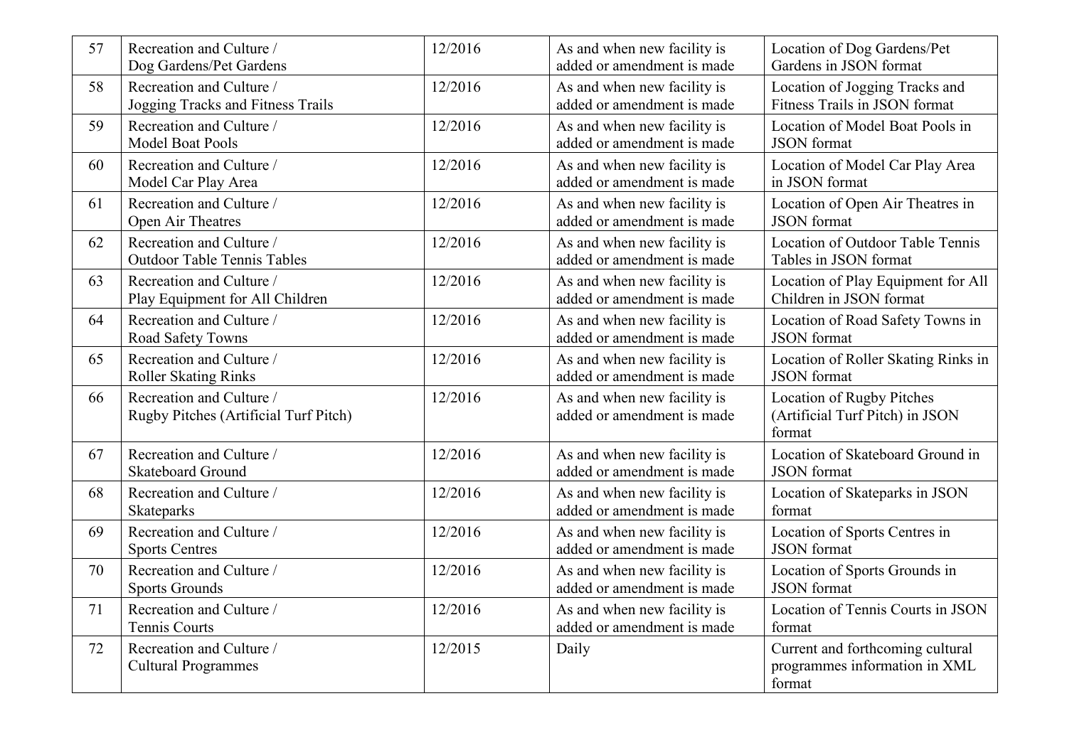| 57 | Recreation and Culture / Dog Gardens/Pet Gardens | 12/2016 | As and when new facility is added or amendment is made | Location of Dog Gardens/Pet Gardens in JSON format |
|---|---|---|---|---|
| 58 | Recreation and Culture / Jogging Tracks and Fitness Trails | 12/2016 | As and when new facility is added or amendment is made | Location of Jogging Tracks and Fitness Trails in JSON format |
| 59 | Recreation and Culture / Model Boat Pools | 12/2016 | As and when new facility is added or amendment is made | Location of Model Boat Pools in JSON format |
| 60 | Recreation and Culture / Model Car Play Area | 12/2016 | As and when new facility is added or amendment is made | Location of Model Car Play Area in JSON format |
| 61 | Recreation and Culture / Open Air Theatres | 12/2016 | As and when new facility is added or amendment is made | Location of Open Air Theatres in JSON format |
| 62 | Recreation and Culture / Outdoor Table Tennis Tables | 12/2016 | As and when new facility is added or amendment is made | Location of Outdoor Table Tennis Tables in JSON format |
| 63 | Recreation and Culture / Play Equipment for All Children | 12/2016 | As and when new facility is added or amendment is made | Location of Play Equipment for All Children in JSON format |
| 64 | Recreation and Culture / Road Safety Towns | 12/2016 | As and when new facility is added or amendment is made | Location of Road Safety Towns in JSON format |
| 65 | Recreation and Culture / Roller Skating Rinks | 12/2016 | As and when new facility is added or amendment is made | Location of Roller Skating Rinks in JSON format |
| 66 | Recreation and Culture / Rugby Pitches (Artificial Turf Pitch) | 12/2016 | As and when new facility is added or amendment is made | Location of Rugby Pitches (Artificial Turf Pitch) in JSON format |
| 67 | Recreation and Culture / Skateboard Ground | 12/2016 | As and when new facility is added or amendment is made | Location of Skateboard Ground in JSON format |
| 68 | Recreation and Culture / Skateparks | 12/2016 | As and when new facility is added or amendment is made | Location of Skateparks in JSON format |
| 69 | Recreation and Culture / Sports Centres | 12/2016 | As and when new facility is added or amendment is made | Location of Sports Centres in JSON format |
| 70 | Recreation and Culture / Sports Grounds | 12/2016 | As and when new facility is added or amendment is made | Location of Sports Grounds in JSON format |
| 71 | Recreation and Culture / Tennis Courts | 12/2016 | As and when new facility is added or amendment is made | Location of Tennis Courts in JSON format |
| 72 | Recreation and Culture / Cultural Programmes | 12/2015 | Daily | Current and forthcoming cultural programmes information in XML format |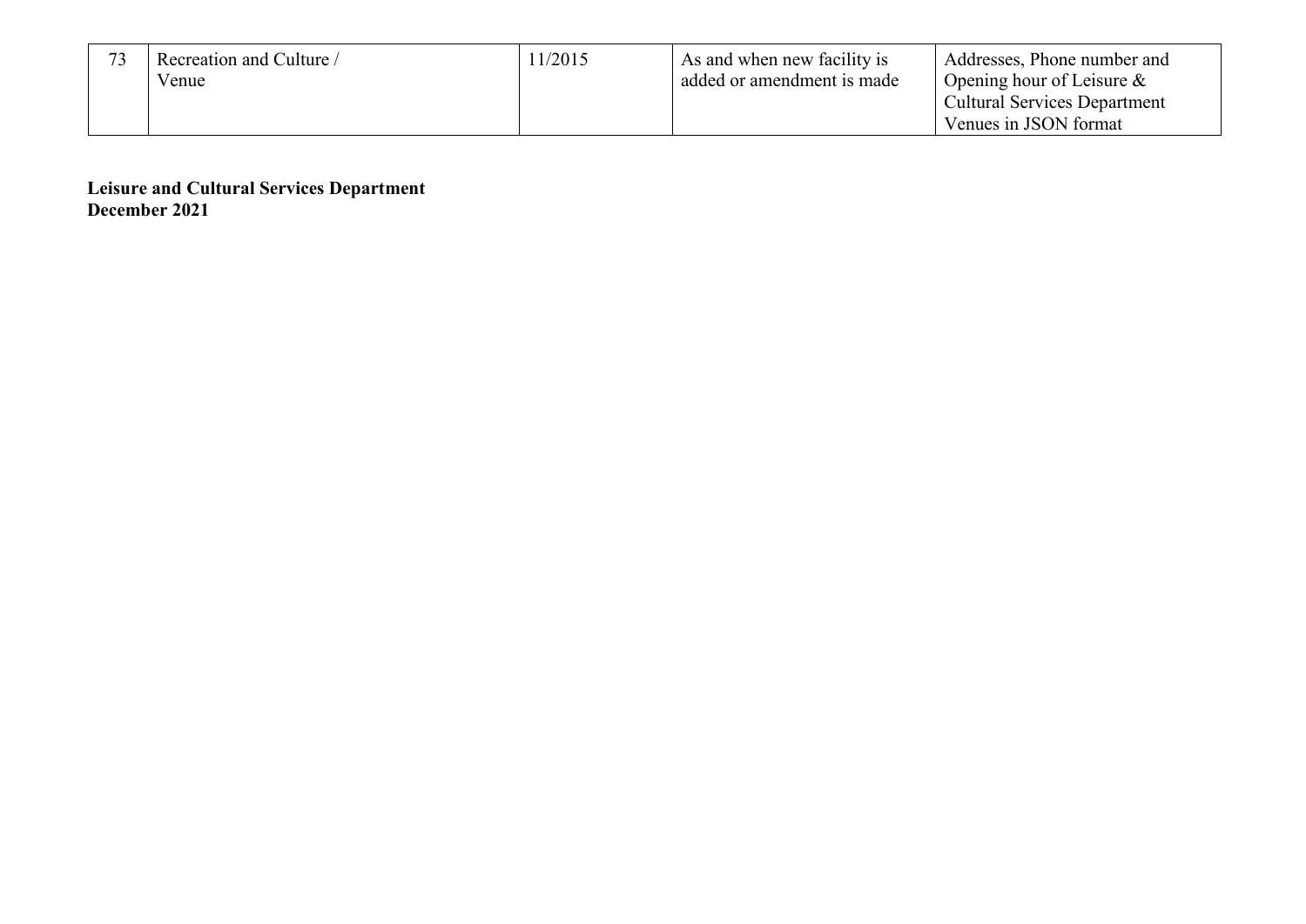| | | | | |
|---|---|---|---|---|
| 73 | Recreation and Culture / Venue | 11/2015 | As and when new facility is added or amendment is made | Addresses, Phone number and Opening hour of Leisure & Cultural Services Department Venues in JSON format |

**Leisure and Cultural Services Department**
**December 2021**